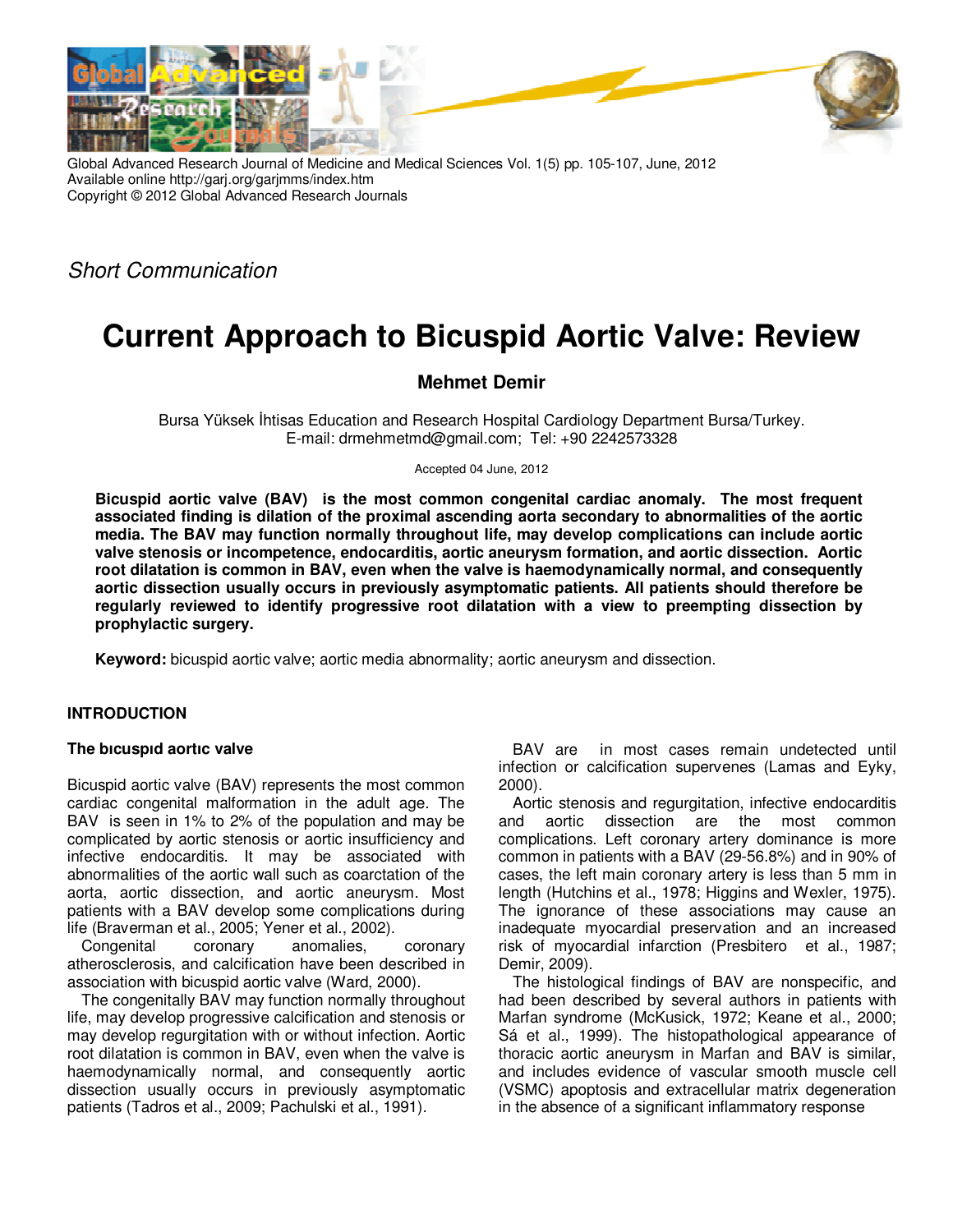*Short Communication*

# Current Approach to Bicuspid Aortic Valve: Review

**Mehmet Demir**

Bursa Yüksek İhtisas Education and Research Hospital Cardiology Department Bursa/Turkey.
E-mail: drmehmetmd@gmail.com; Tel: +90 2242573328

Accepted 04 June, 2012

**Bicuspid aortic valve (BAV) is the most common congenital cardiac anomaly. The most frequent associated finding is dilation of the proximal ascending aorta secondary to abnormalities of the aortic media. The BAV may function normally throughout life, may develop complications can include aortic valve stenosis or incompetence, endocarditis, aortic aneurysm formation, and aortic dissection. Aortic root dilatation is common in BAV, even when the valve is haemodynamically normal, and consequently aortic dissection usually occurs in previously asymptomatic patients. All patients should therefore be regularly reviewed to identify progressive root dilatation with a view to preempting dissection by prophylactic surgery.**

**Keyword:** bicuspid aortic valve; aortic media abnormality; aortic aneurysm and dissection.

## INTRODUCTION

### The bıcuspıd aortıc valve

Bicuspid aortic valve (BAV) represents the most common cardiac congenital malformation in the adult age. The BAV is seen in 1% to 2% of the population and may be complicated by aortic stenosis or aortic insufficiency and infective endocarditis. It may be associated with abnormalities of the aortic wall such as coarctation of the aorta, aortic dissection, and aortic aneurysm. Most patients with a BAV develop some complications during life (Braverman et al., 2005; Yener et al., 2002).

Congenital coronary anomalies, coronary atherosclerosis, and calcification have been described in association with bicuspid aortic valve (Ward, 2000).

The congenitally BAV may function normally throughout life, may develop progressive calcification and stenosis or may develop regurgitation with or without infection. Aortic root dilatation is common in BAV, even when the valve is haemodynamically normal, and consequently aortic dissection usually occurs in previously asymptomatic patients (Tadros et al., 2009; Pachulski et al., 1991).

BAV are in most cases remain undetected until infection or calcification supervenes (Lamas and Eyky, 2000).

Aortic stenosis and regurgitation, infective endocarditis and aortic dissection are the most common complications. Left coronary artery dominance is more common in patients with a BAV (29-56.8%) and in 90% of cases, the left main coronary artery is less than 5 mm in length (Hutchins et al., 1978; Higgins and Wexler, 1975). The ignorance of these associations may cause an inadequate myocardial preservation and an increased risk of myocardial infarction (Presbitero et al., 1987; Demir, 2009).

The histological findings of BAV are nonspecific, and had been described by several authors in patients with Marfan syndrome (McKusick, 1972; Keane et al., 2000; Sá et al., 1999). The histopathological appearance of thoracic aortic aneurysm in Marfan and BAV is similar, and includes evidence of vascular smooth muscle cell (VSMC) apoptosis and extracellular matrix degeneration in the absence of a significant inflammatory response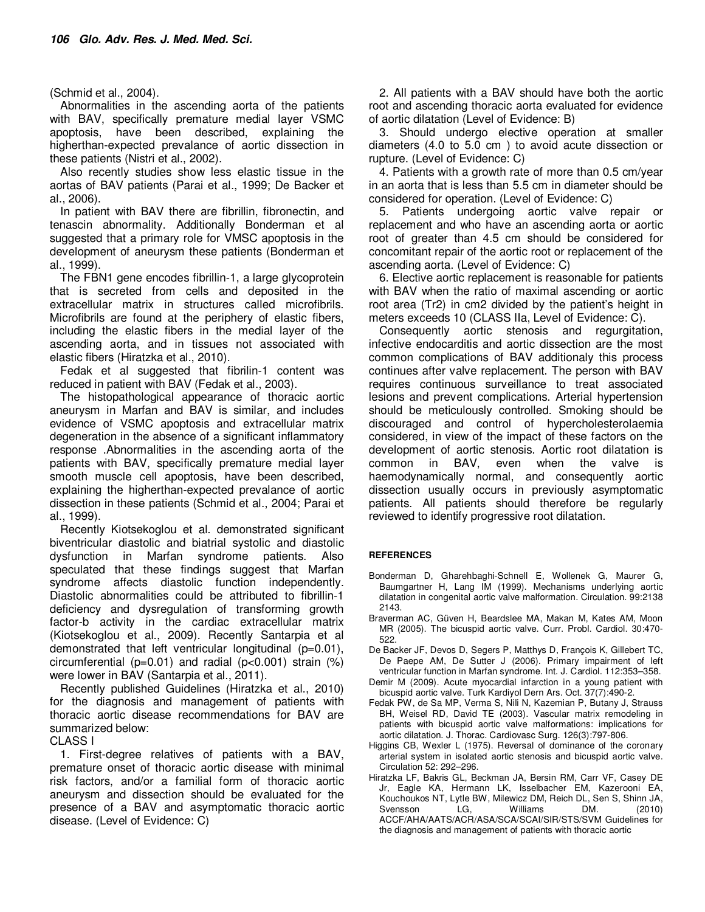(Schmid et al., 2004).

Abnormalities in the ascending aorta of the patients with BAV, specifically premature medial layer VSMC apoptosis, have been described, explaining the higherthan-expected prevalance of aortic dissection in these patients (Nistri et al., 2002).

Also recently studies show less elastic tissue in the aortas of BAV patients (Parai et al., 1999; De Backer et al., 2006).

In patient with BAV there are fibrillin, fibronectin, and tenascin abnormality. Additionally Bonderman et al suggested that a primary role for VMSC apoptosis in the development of aneurysm these patients (Bonderman et al., 1999).

The FBN1 gene encodes fibrillin-1, a large glycoprotein that is secreted from cells and deposited in the extracellular matrix in structures called microfibrils. Microfibrils are found at the periphery of elastic fibers, including the elastic fibers in the medial layer of the ascending aorta, and in tissues not associated with elastic fibers (Hiratzka et al., 2010).

Fedak et al suggested that fibrilin-1 content was reduced in patient with BAV (Fedak et al., 2003).

The histopathological appearance of thoracic aortic aneurysm in Marfan and BAV is similar, and includes evidence of VSMC apoptosis and extracellular matrix degeneration in the absence of a significant inflammatory response .Abnormalities in the ascending aorta of the patients with BAV, specifically premature medial layer smooth muscle cell apoptosis, have been described, explaining the higherthan-expected prevalance of aortic dissection in these patients (Schmid et al., 2004; Parai et al., 1999).

Recently Kiotsekoglou et al. demonstrated significant biventricular diastolic and biatrial systolic and diastolic dysfunction in Marfan syndrome patients. Also speculated that these findings suggest that Marfan syndrome affects diastolic function independently. Diastolic abnormalities could be attributed to fibrillin-1 deficiency and dysregulation of transforming growth factor-b activity in the cardiac extracellular matrix (Kiotsekoglou et al., 2009). Recently Santarpia et al demonstrated that left ventricular longitudinal ($p=0.01$), circumferential ($p=0.01$) and radial ($p<0.001$) strain (%) were lower in BAV (Santarpia et al., 2011).

Recently published Guidelines (Hiratzka et al., 2010) for the diagnosis and management of patients with thoracic aortic disease recommendations for BAV are summarized below:

CLASS I

1. First-degree relatives of patients with a BAV, premature onset of thoracic aortic disease with minimal risk factors, and/or a familial form of thoracic aortic aneurysm and dissection should be evaluated for the presence of a BAV and asymptomatic thoracic aortic disease. (Level of Evidence: C)

2. All patients with a BAV should have both the aortic root and ascending thoracic aorta evaluated for evidence of aortic dilatation (Level of Evidence: B)

3. Should undergo elective operation at smaller diameters (4.0 to 5.0 cm ) to avoid acute dissection or rupture. (Level of Evidence: C)

4. Patients with a growth rate of more than 0.5 cm/year in an aorta that is less than 5.5 cm in diameter should be considered for operation. (Level of Evidence: C)

5. Patients undergoing aortic valve repair or replacement and who have an ascending aorta or aortic root of greater than 4.5 cm should be considered for concomitant repair of the aortic root or replacement of the ascending aorta. (Level of Evidence: C)

6. Elective aortic replacement is reasonable for patients with BAV when the ratio of maximal ascending or aortic root area (Tr2) in cm2 divided by the patient's height in meters exceeds 10 (CLASS IIa, Level of Evidence: C).

Consequently aortic stenosis and regurgitation, infective endocarditis and aortic dissection are the most common complications of BAV additionaly this process continues after valve replacement. The person with BAV requires continuous surveillance to treat associated lesions and prevent complications. Arterial hypertension should be meticulously controlled. Smoking should be discouraged and control of hypercholesterolaemia considered, in view of the impact of these factors on the development of aortic stenosis. Aortic root dilatation is common in BAV, even when the valve is haemodynamically normal, and consequently aortic dissection usually occurs in previously asymptomatic patients. All patients should therefore be regularly reviewed to identify progressive root dilatation.

## REFERENCES

Bonderman D, Gharehbaghi-Schnell E, Wollenek G, Maurer G, Baumgartner H, Lang IM (1999). Mechanisms underlying aortic dilatation in congenital aortic valve malformation. Circulation. 99:2138 2143.

Braverman AC, Güven H, Beardslee MA, Makan M, Kates AM, Moon MR (2005). The bicuspid aortic valve. Curr. Probl. Cardiol. 30:470-522.

De Backer JF, Devos D, Segers P, Matthys D, François K, Gillebert TC, De Paepe AM, De Sutter J (2006). Primary impairment of left ventricular function in Marfan syndrome. Int. J. Cardiol. 112:353–358.

Demir M (2009). Acute myocardial infarction in a young patient with bicuspid aortic valve. Turk Kardiyol Dern Ars. Oct. 37(7):490-2.

Fedak PW, de Sa MP, Verma S, Nili N, Kazemian P, Butany J, Strauss BH, Weisel RD, David TE (2003). Vascular matrix remodeling in patients with bicuspid aortic valve malformations: implications for aortic dilatation. J. Thorac. Cardiovasc Surg. 126(3):797-806.

Higgins CB, Wexler L (1975). Reversal of dominance of the coronary arterial system in isolated aortic stenosis and bicuspid aortic valve. Circulation 52: 292–296.

Hiratzka LF, Bakris GL, Beckman JA, Bersin RM, Carr VF, Casey DE Jr, Eagle KA, Hermann LK, Isselbacher EM, Kazerooni EA, Kouchoukos NT, Lytle BW, Milewicz DM, Reich DL, Sen S, Shinn JA, Svensson LG, Williams DM. (2010) ACCF/AHA/AATS/ACR/ASA/SCA/SCAI/SIR/STS/SVM Guidelines for the diagnosis and management of patients with thoracic aortic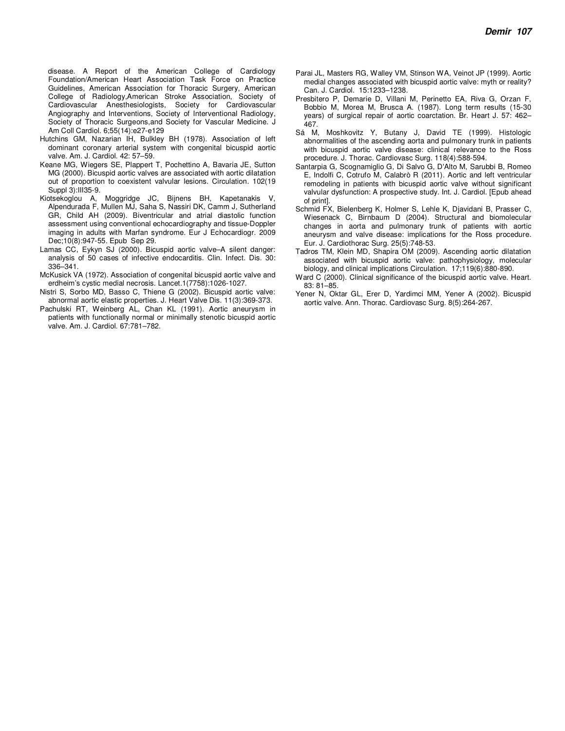disease. A Report of the American College of Cardiology Foundation/American Heart Association Task Force on Practice Guidelines, American Association for Thoracic Surgery, American College of Radiology,American Stroke Association, Society of Cardiovascular Anesthesiologists, Society for Cardiovascular Angiography and Interventions, Society of Interventional Radiology, Society of Thoracic Surgeons,and Society for Vascular Medicine. J Am Coll Cardiol. 6;55(14):e27-e129

Hutchins GM, Nazarian IH, Bulkley BH (1978). Association of left dominant coronary arterial system with congenital bicuspid aortic valve. Am. J. Cardiol. 42: 57–59.

Keane MG, Wiegers SE, Plappert T, Pochettino A, Bavaria JE, Sutton MG (2000). Bicuspid aortic valves are associated with aortic dilatation out of proportion to coexistent valvular lesions. Circulation. 102(19 Suppl 3):III35-9.

Kiotsekoglou A, Moggridge JC, Bijnens BH, Kapetanakis V, Alpendurada F, Mullen MJ, Saha S, Nassiri DK, Camm J, Sutherland GR, Child AH (2009). Biventricular and atrial diastolic function assessment using conventional echocardiography and tissue-Doppler imaging in adults with Marfan syndrome. Eur J Echocardiogr. 2009 Dec;10(8):947-55. Epub Sep 29.

Lamas CC, Eykyn SJ (2000). Bicuspid aortic valve–A silent danger: analysis of 50 cases of infective endocarditis. Clin. Infect. Dis. 30: 336–341.

McKusick VA (1972). Association of congenital bicuspid aortic valve and erdheim's cystic medial necrosis. Lancet.1(7758):1026-1027.

Nistri S, Sorbo MD, Basso C, Thiene G (2002). Bicuspid aortic valve: abnormal aortic elastic properties. J. Heart Valve Dis. 11(3):369-373.

Pachulski RT, Weinberg AL, Chan KL (1991). Aortic aneurysm in patients with functionally normal or minimally stenotic bicuspid aortic valve. Am. J. Cardiol. 67:781–782.

Parai JL, Masters RG, Walley VM, Stinson WA, Veinot JP (1999). Aortic medial changes associated with bicuspid aortic valve: myth or reality? Can. J. Cardiol. 15:1233–1238.

Presbitero P, Demarie D, Villani M, Perinetto EA, Riva G, Orzan F, Bobbio M, Morea M, Brusca A. (1987). Long term results (15-30 years) of surgical repair of aortic coarctation. Br. Heart J. 57: 462–467.

Sá M, Moshkovitz Y, Butany J, David TE (1999). Histologic abnormalities of the ascending aorta and pulmonary trunk in patients with bicuspid aortic valve disease: clinical relevance to the Ross procedure. J. Thorac. Cardiovasc Surg. 118(4):588-594.

Santarpia G, Scognamiglio G, Di Salvo G, D'Alto M, Sarubbi B, Romeo E, Indolfi C, Cotrufo M, Calabrò R (2011). Aortic and left ventricular remodeling in patients with bicuspid aortic valve without significant valvular dysfunction: A prospective study. Int. J. Cardiol. [Epub ahead of print].

Schmid FX, Bielenberg K, Holmer S, Lehle K, Djavidani B, Prasser C, Wiesenack C, Birnbaum D (2004). Structural and biomolecular changes in aorta and pulmonary trunk of patients with aortic aneurysm and valve disease: implications for the Ross procedure. Eur. J. Cardiothorac Surg. 25(5):748-53.

Tadros TM, Klein MD, Shapira OM (2009). Ascending aortic dilatation associated with bicuspid aortic valve: pathophysiology, molecular biology, and clinical implications Circulation. 17;119(6):880-890.

Ward C (2000). Clinical significance of the bicuspid aortic valve. Heart. 83: 81–85.

Yener N, Oktar GL, Erer D, Yardimci MM, Yener A (2002). Bicuspid aortic valve. Ann. Thorac. Cardiovasc Surg. 8(5):264-267.